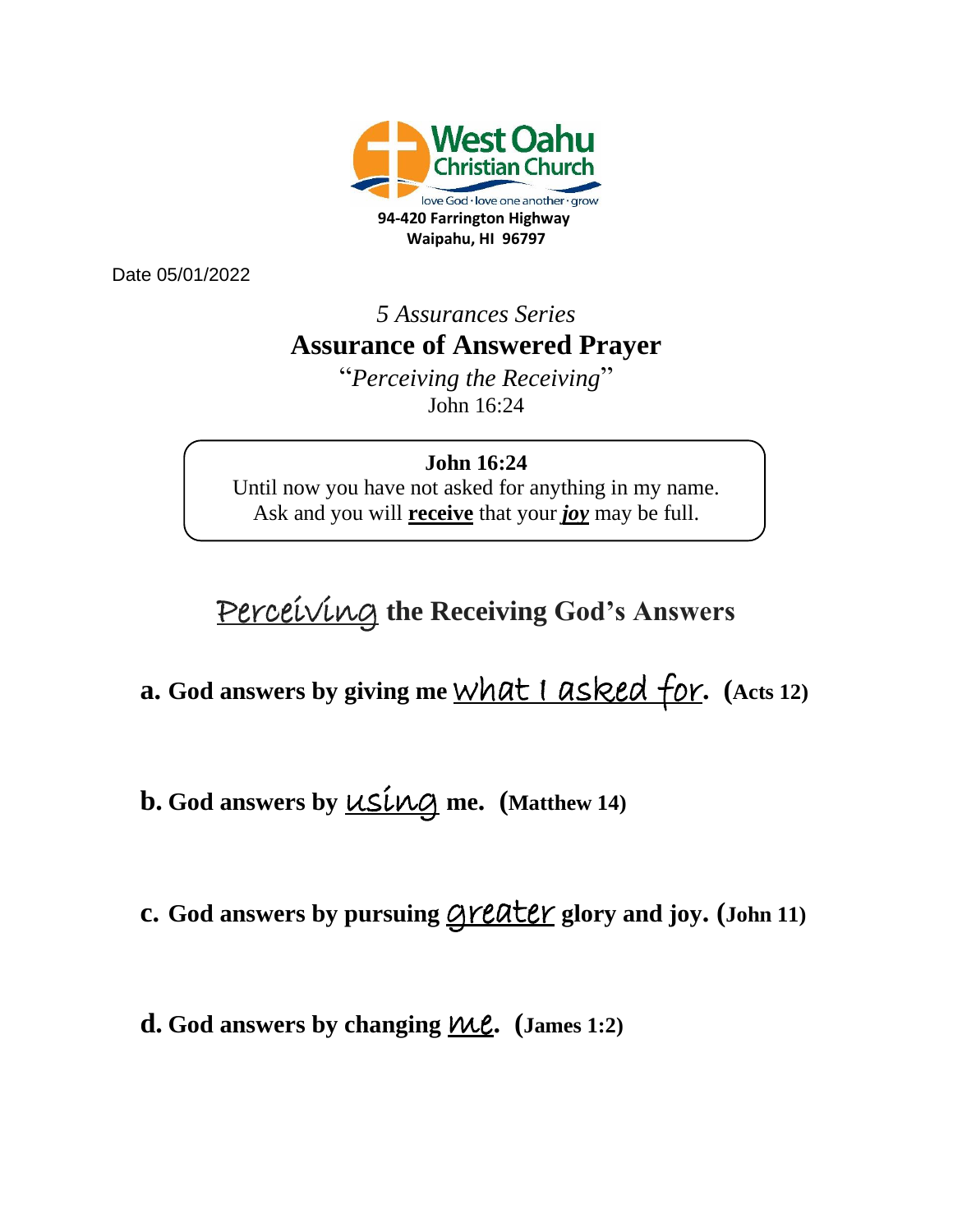West Oahu Christian Church

love God · love one another · grow

**94-420 Farrington Highway**
**Waipahu, HI 96797**

Date 05/01/2022

*5 Assurances Series*

# Assurance of Answered Prayer

"*Perceiving the Receiving*"

John 16:24

> **John 16:24**
> Until now you have not asked for anything in my name.
> Ask and you will **receive** that your ***joy*** may be full.

## Perceiving the Receiving God's Answers

**a. God answers by giving me** what I asked for**. (Acts 12)**

**b. God answers by** using **me. (Matthew 14)**

**c. God answers by pursuing** greater **glory and joy. (John 11)**

**d. God answers by changing** me**. (James 1:2)**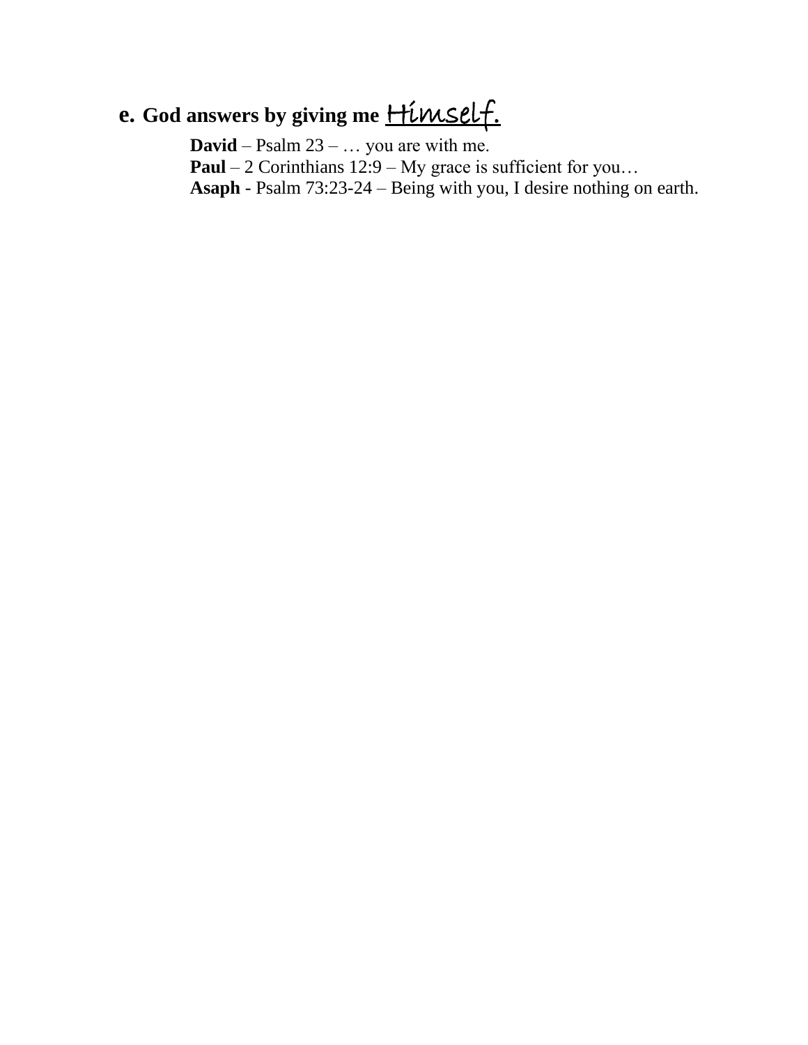**e. God answers by giving me Himself.**

**David** – Psalm 23 – … you are with me.
**Paul** – 2 Corinthians 12:9 – My grace is sufficient for you…
**Asaph -** Psalm 73:23-24 – Being with you, I desire nothing on earth.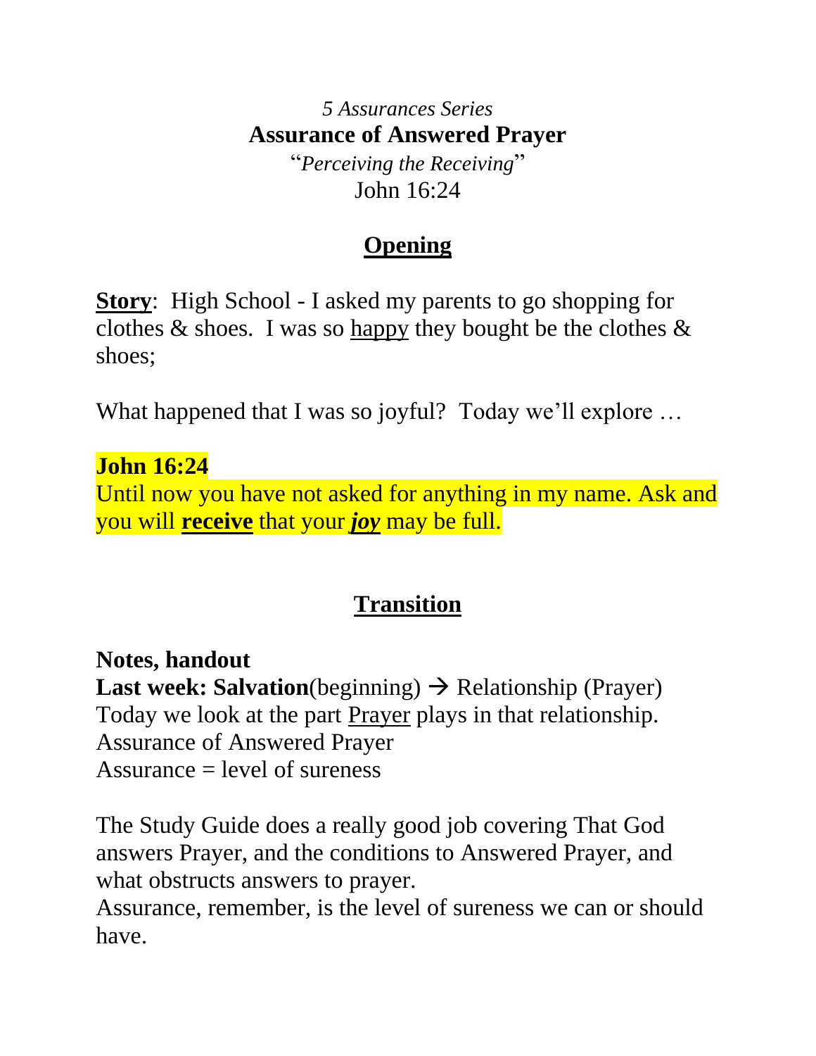*5 Assurances Series*

**Assurance of Answered Prayer**

"*Perceiving the Receiving*"

John 16:24

## Opening

**Story**: High School - I asked my parents to go shopping for clothes & shoes. I was so happy they bought be the clothes & shoes;

What happened that I was so joyful? Today we'll explore …

**John 16:24**
Until now you have not asked for anything in my name. Ask and you will **receive** that your ***joy*** may be full.

## Transition

**Notes, handout**
**Last week: Salvation**(beginning) → Relationship (Prayer)
Today we look at the part Prayer plays in that relationship.
Assurance of Answered Prayer
Assurance = level of sureness

The Study Guide does a really good job covering That God answers Prayer, and the conditions to Answered Prayer, and what obstructs answers to prayer.
Assurance, remember, is the level of sureness we can or should have.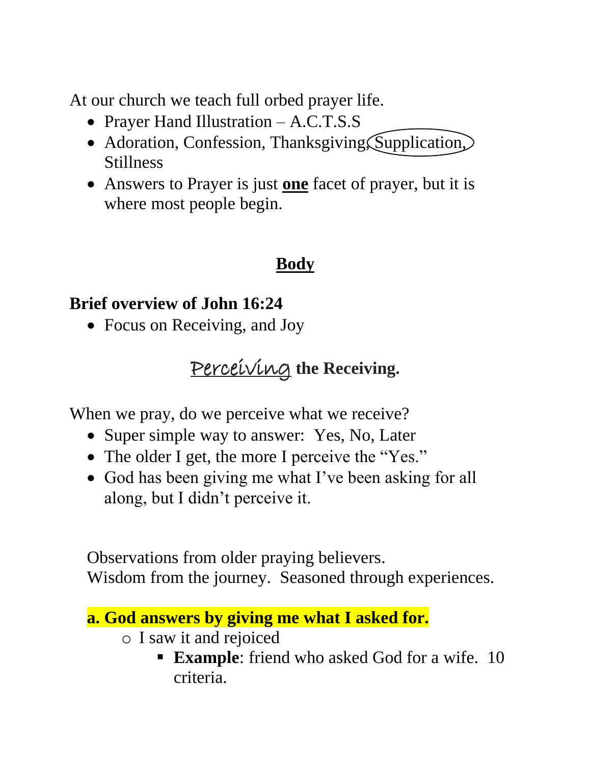At our church we teach full orbed prayer life.

- Prayer Hand Illustration – A.C.T.S.S
- Adoration, Confession, Thanksgiving, Supplication, Stillness
- Answers to Prayer is just **<u>one</u>** facet of prayer, but it is where most people begin.

## <u>Body</u>

**Brief overview of John 16:24**

- Focus on Receiving, and Joy

### <u>Perceiving</u> the Receiving.

When we pray, do we perceive what we receive?

- Super simple way to answer: Yes, No, Later
- The older I get, the more I perceive the "Yes."
- God has been giving me what I've been asking for all along, but I didn't perceive it.

Observations from older praying believers.
Wisdom from the journey. Seasoned through experiences.

**a. God answers by giving me what I asked for.**

- I saw it and rejoiced
  - **Example**: friend who asked God for a wife. 10 criteria.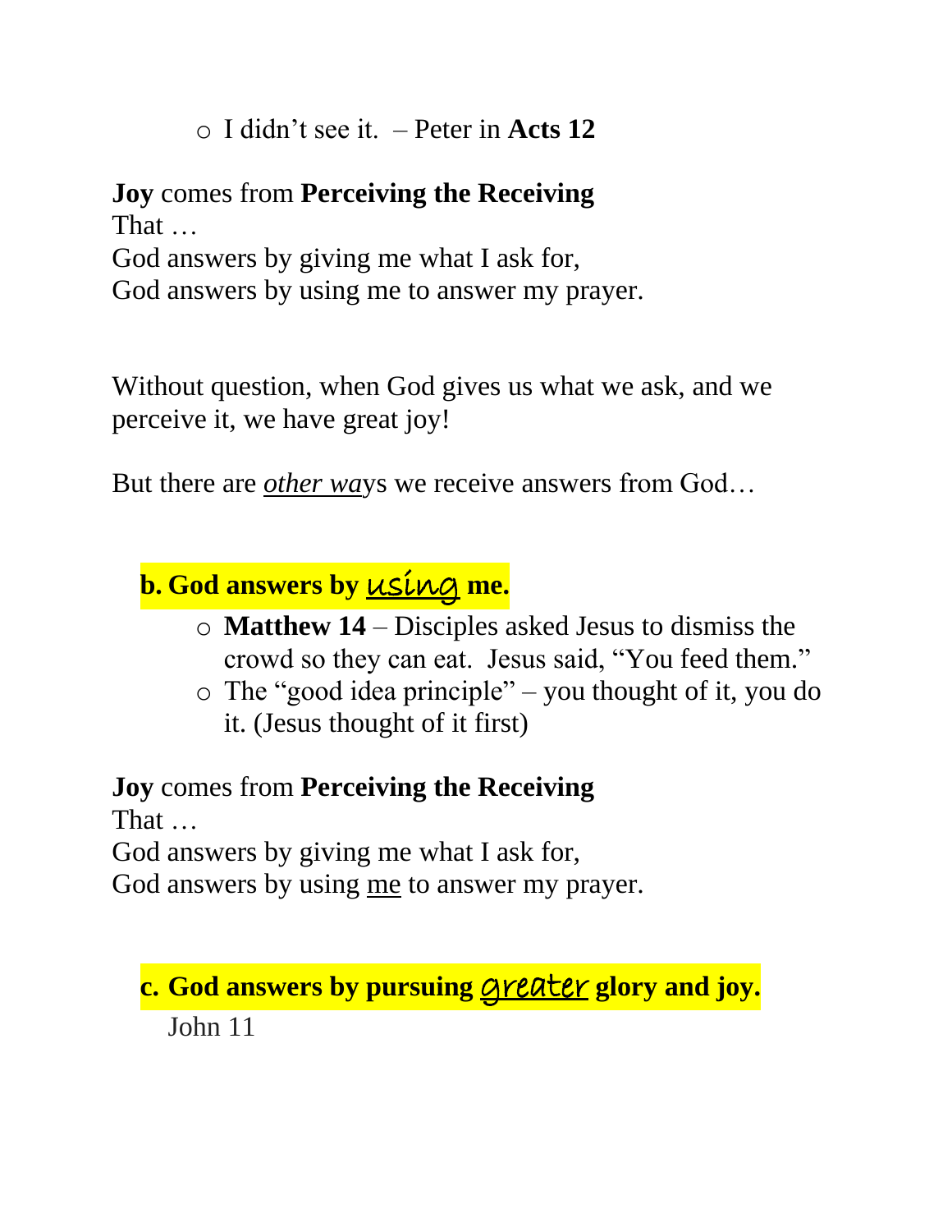- I didn't see it. – Peter in **Acts 12**

**Joy** comes from **Perceiving the Receiving**
That …
God answers by giving me what I ask for,
God answers by using me to answer my prayer.

Without question, when God gives us what we ask, and we perceive it, we have great joy!

But there are *other wa*ys we receive answers from God…

**b. God answers by <u>using</u> me.**

- **Matthew 14** – Disciples asked Jesus to dismiss the crowd so they can eat. Jesus said, "You feed them."
- The "good idea principle" – you thought of it, you do it. (Jesus thought of it first)

**Joy** comes from **Perceiving the Receiving**
That …
God answers by giving me what I ask for,
God answers by using <u>me</u> to answer my prayer.

**c. God answers by pursuing <u>greater</u> glory and joy.**

John 11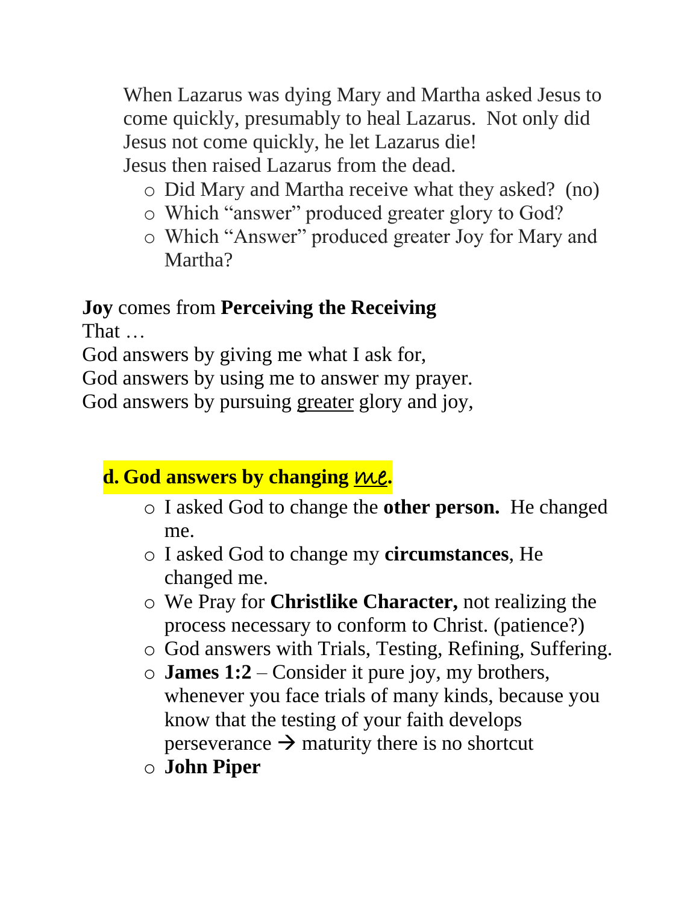When Lazarus was dying Mary and Martha asked Jesus to come quickly, presumably to heal Lazarus. Not only did Jesus not come quickly, he let Lazarus die!
Jesus then raised Lazarus from the dead.

- Did Mary and Martha receive what they asked? (no)
- Which "answer" produced greater glory to God?
- Which "Answer" produced greater Joy for Mary and Martha?

**Joy** comes from **Perceiving the Receiving**
That …
God answers by giving me what I ask for,
God answers by using me to answer my prayer.
God answers by pursuing <u>greater</u> glory and joy,

**d. God answers by changing *<u>me</u>*.**

- I asked God to change the **other person.** He changed me.
- I asked God to change my **circumstances**, He changed me.
- We Pray for **Christlike Character,** not realizing the process necessary to conform to Christ. (patience?)
- God answers with Trials, Testing, Refining, Suffering.
- **James 1:2** – Consider it pure joy, my brothers, whenever you face trials of many kinds, because you know that the testing of your faith develops perseverance → maturity there is no shortcut
- **John Piper**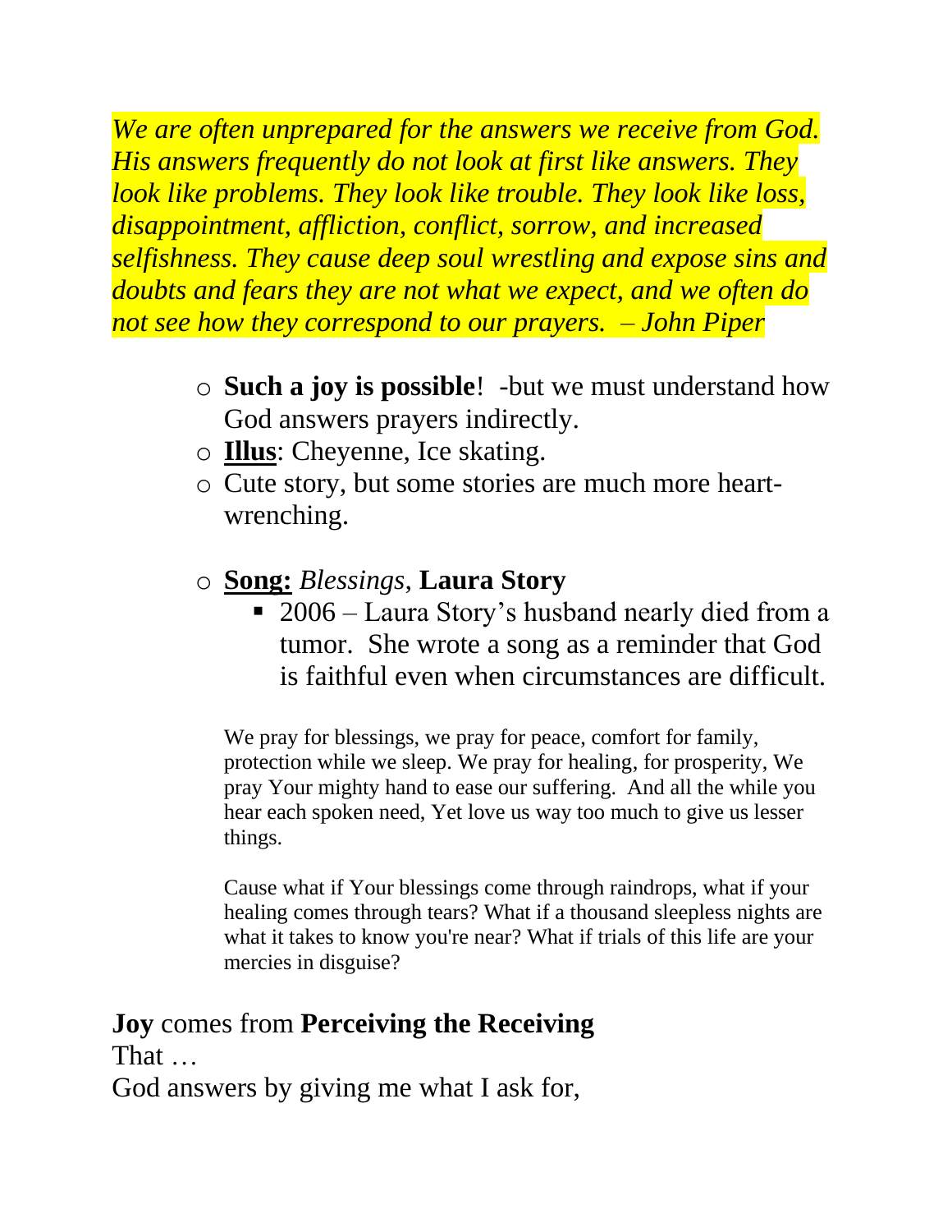*We are often unprepared for the answers we receive from God. His answers frequently do not look at first like answers. They look like problems. They look like trouble. They look like loss, disappointment, affliction, conflict, sorrow, and increased selfishness. They cause deep soul wrestling and expose sins and doubts and fears they are not what we expect, and we often do not see how they correspond to our prayers. – John Piper*

- **Such a joy is possible**! -but we must understand how God answers prayers indirectly.
- **Illus**: Cheyenne, Ice skating.
- Cute story, but some stories are much more heart-wrenching.
- **Song:** *Blessings*, **Laura Story**
    - 2006 – Laura Story's husband nearly died from a tumor. She wrote a song as a reminder that God is faithful even when circumstances are difficult.

> We pray for blessings, we pray for peace, comfort for family, protection while we sleep. We pray for healing, for prosperity, We pray Your mighty hand to ease our suffering. And all the while you hear each spoken need, Yet love us way too much to give us lesser things.
>
> Cause what if Your blessings come through raindrops, what if your healing comes through tears? What if a thousand sleepless nights are what it takes to know you're near? What if trials of this life are your mercies in disguise?

**Joy** comes from **Perceiving the Receiving**

That …

God answers by giving me what I ask for,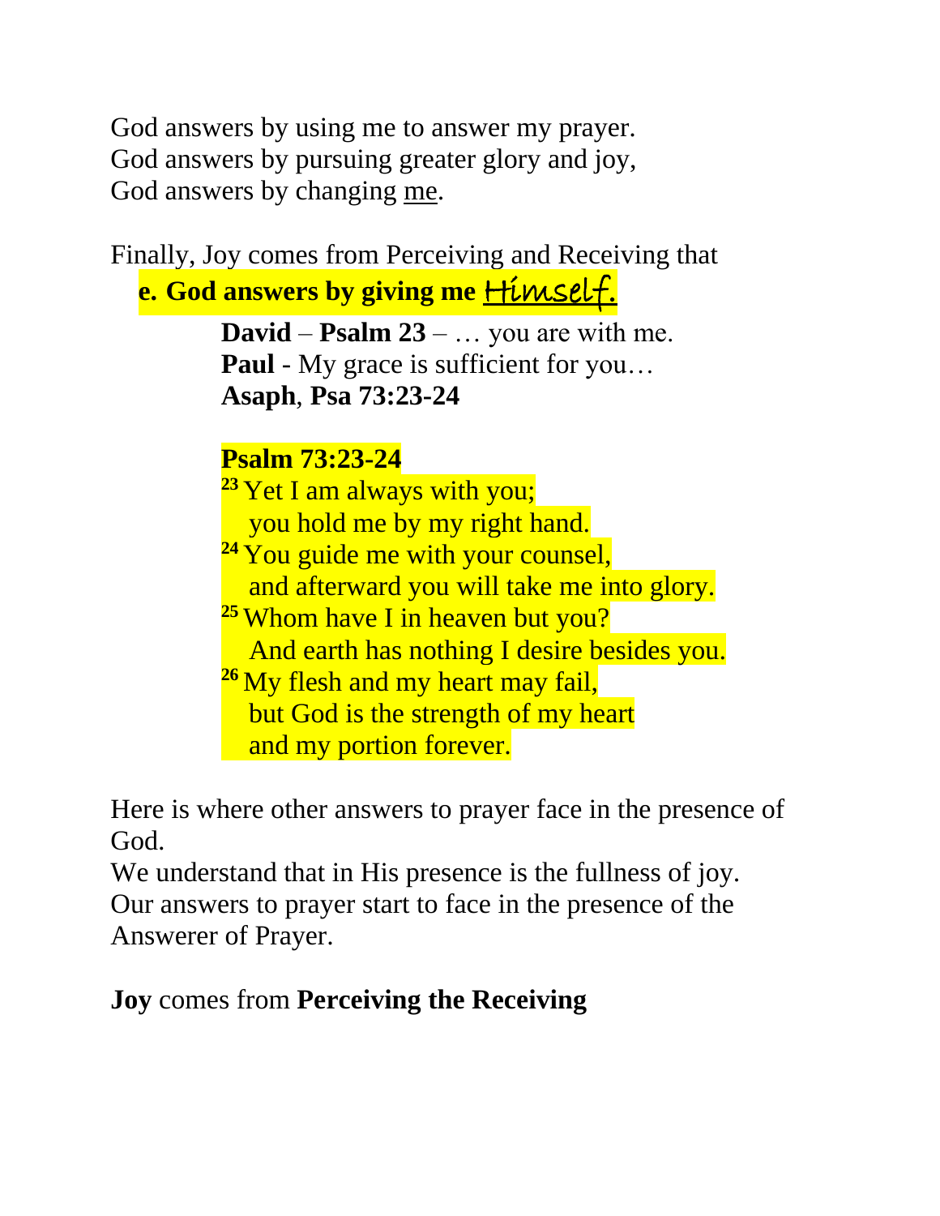God answers by using me to answer my prayer.
God answers by pursuing greater glory and joy,
God answers by changing me.

Finally, Joy comes from Perceiving and Receiving that

**e. God answers by giving me Himself.**

> **David** – **Psalm 23** – … you are with me.
> **Paul** - My grace is sufficient for you…
> **Asaph**, **Psa 73:23-24**

> **Psalm 73:23-24**
> [23] Yet I am always with you;
> you hold me by my right hand.
> [24] You guide me with your counsel,
> and afterward you will take me into glory.
> [25] Whom have I in heaven but you?
> And earth has nothing I desire besides you.
> [26] My flesh and my heart may fail,
> but God is the strength of my heart
> and my portion forever.

Here is where other answers to prayer face in the presence of God.
We understand that in His presence is the fullness of joy.
Our answers to prayer start to face in the presence of the Answerer of Prayer.

**Joy** comes from **Perceiving the Receiving**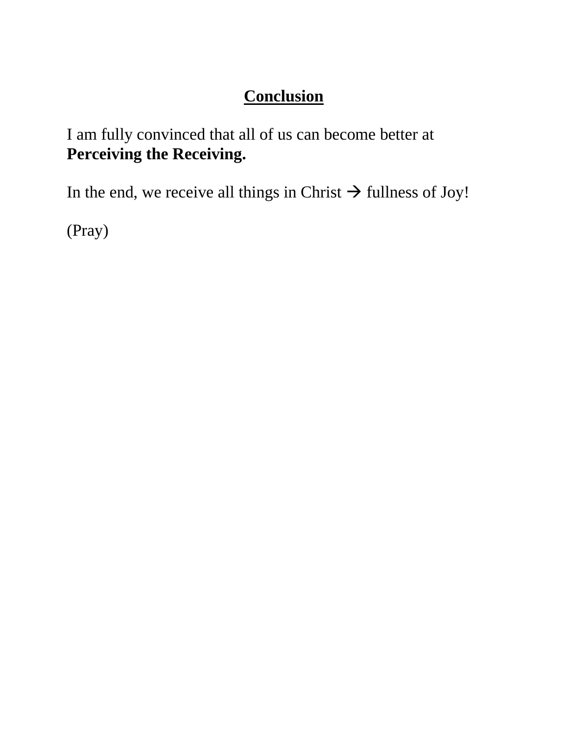## **Conclusion**

I am fully convinced that all of us can become better at **Perceiving the Receiving.**

In the end, we receive all things in Christ → fullness of Joy!

(Pray)